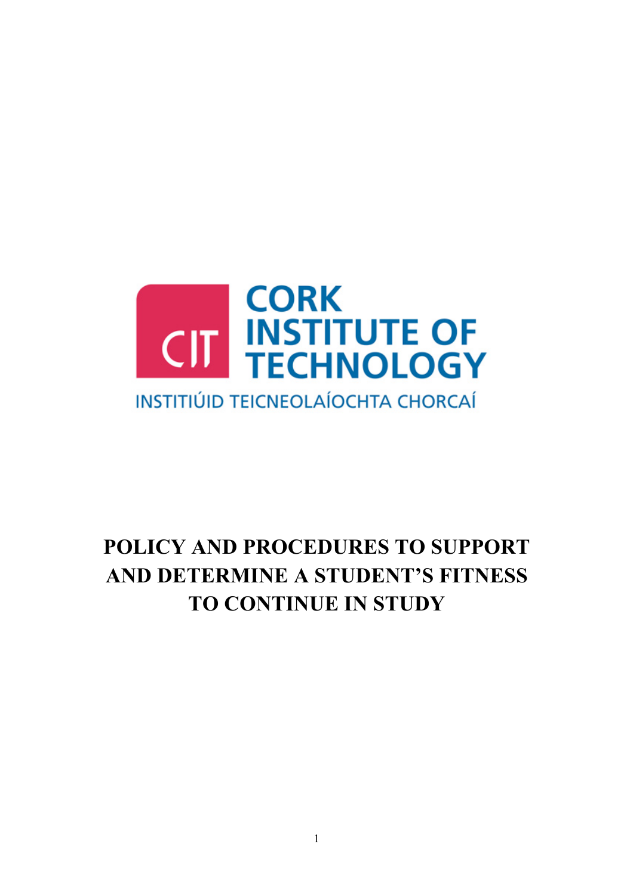CORK INSTITUTE OF TECHNOLOGY

INSTITIÚID TEICNEOLAÍOCHTA CHORCAÍ

# POLICY AND PROCEDURES TO SUPPORT AND DETERMINE A STUDENT'S FITNESS TO CONTINUE IN STUDY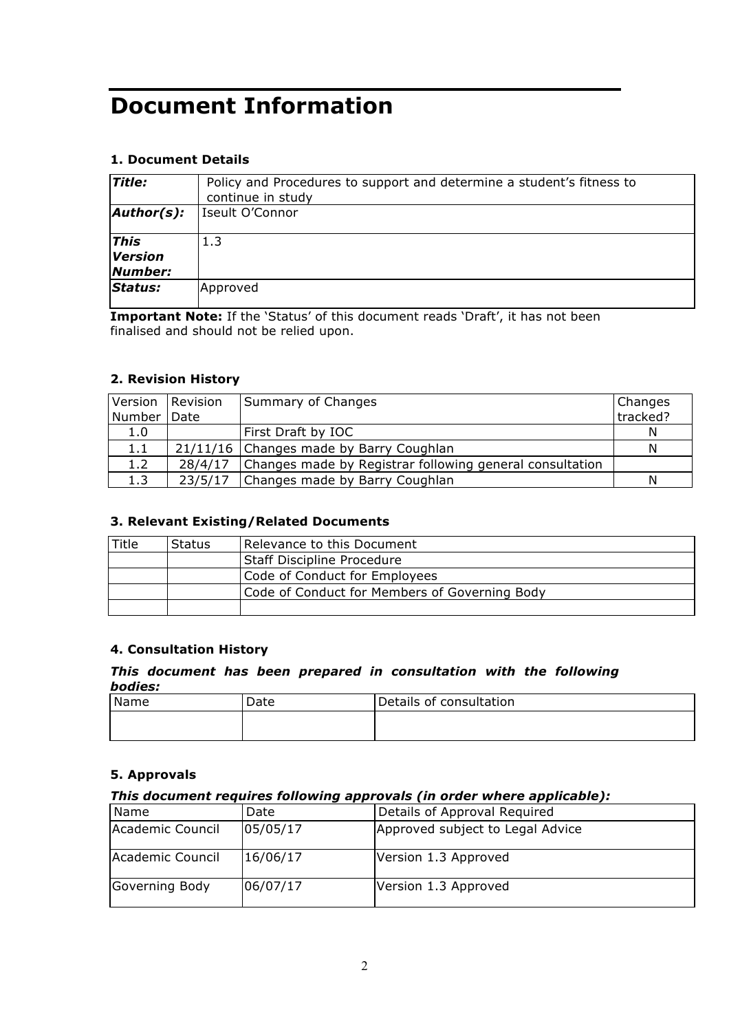# Document Information

### 1. Document Details

| | |
|---|---|
| ***Title:*** | Policy and Procedures to support and determine a student's fitness to continue in study |
| ***Author(s):*** | Iseult O'Connor |
| ***This Version Number:*** | 1.3 |
| ***Status:*** | Approved |

**Important Note:** If the 'Status' of this document reads 'Draft', it has not been finalised and should not be relied upon.

### 2. Revision History

| Version Number | Revision Date | Summary of Changes | Changes tracked? |
|---|---|---|---|
| 1.0 | | First Draft by IOC | N |
| 1.1 | 21/11/16 | Changes made by Barry Coughlan | N |
| 1.2 | 28/4/17 | Changes made by Registrar following general consultation | |
| 1.3 | 23/5/17 | Changes made by Barry Coughlan | N |

### 3. Relevant Existing/Related Documents

| Title | Status | Relevance to this Document |
|---|---|---|
| | | Staff Discipline Procedure |
| | | Code of Conduct for Employees |
| | | Code of Conduct for Members of Governing Body |
| | | |

### 4. Consultation History

***This document has been prepared in consultation with the following bodies:***

| Name | Date | Details of consultation |
|---|---|---|
| | | |

### 5. Approvals

***This document requires following approvals (in order where applicable):***

| Name | Date | Details of Approval Required |
|---|---|---|
| Academic Council | 05/05/17 | Approved subject to Legal Advice |
| Academic Council | 16/06/17 | Version 1.3 Approved |
| Governing Body | 06/07/17 | Version 1.3 Approved |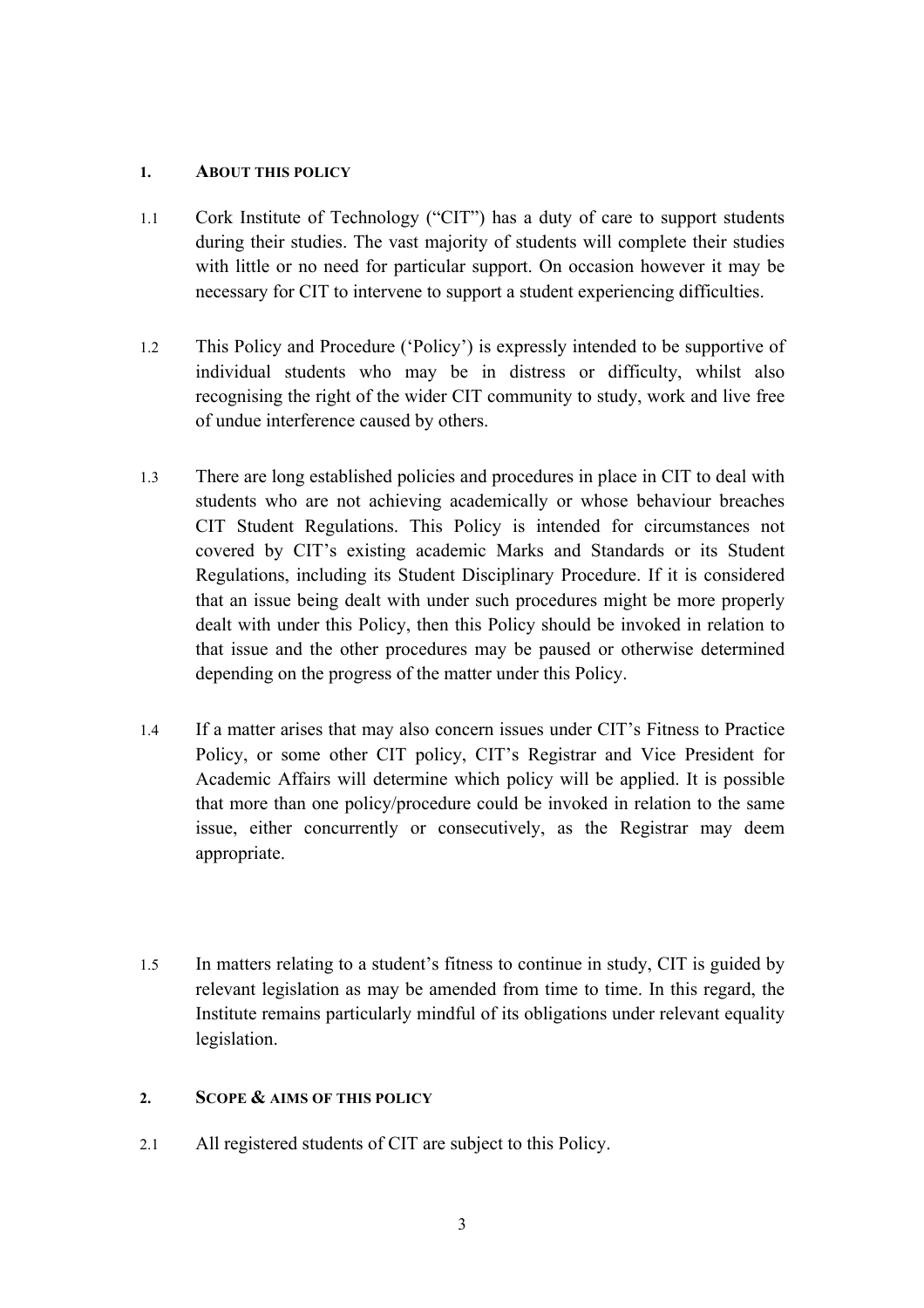## 1. About this policy

1.1 Cork Institute of Technology ("CIT") has a duty of care to support students during their studies. The vast majority of students will complete their studies with little or no need for particular support. On occasion however it may be necessary for CIT to intervene to support a student experiencing difficulties.

1.2 This Policy and Procedure ('Policy') is expressly intended to be supportive of individual students who may be in distress or difficulty, whilst also recognising the right of the wider CIT community to study, work and live free of undue interference caused by others.

1.3 There are long established policies and procedures in place in CIT to deal with students who are not achieving academically or whose behaviour breaches CIT Student Regulations. This Policy is intended for circumstances not covered by CIT's existing academic Marks and Standards or its Student Regulations, including its Student Disciplinary Procedure. If it is considered that an issue being dealt with under such procedures might be more properly dealt with under this Policy, then this Policy should be invoked in relation to that issue and the other procedures may be paused or otherwise determined depending on the progress of the matter under this Policy.

1.4 If a matter arises that may also concern issues under CIT's Fitness to Practice Policy, or some other CIT policy, CIT's Registrar and Vice President for Academic Affairs will determine which policy will be applied. It is possible that more than one policy/procedure could be invoked in relation to the same issue, either concurrently or consecutively, as the Registrar may deem appropriate.

1.5 In matters relating to a student's fitness to continue in study, CIT is guided by relevant legislation as may be amended from time to time. In this regard, the Institute remains particularly mindful of its obligations under relevant equality legislation.

## 2. Scope & aims of this policy

2.1 All registered students of CIT are subject to this Policy.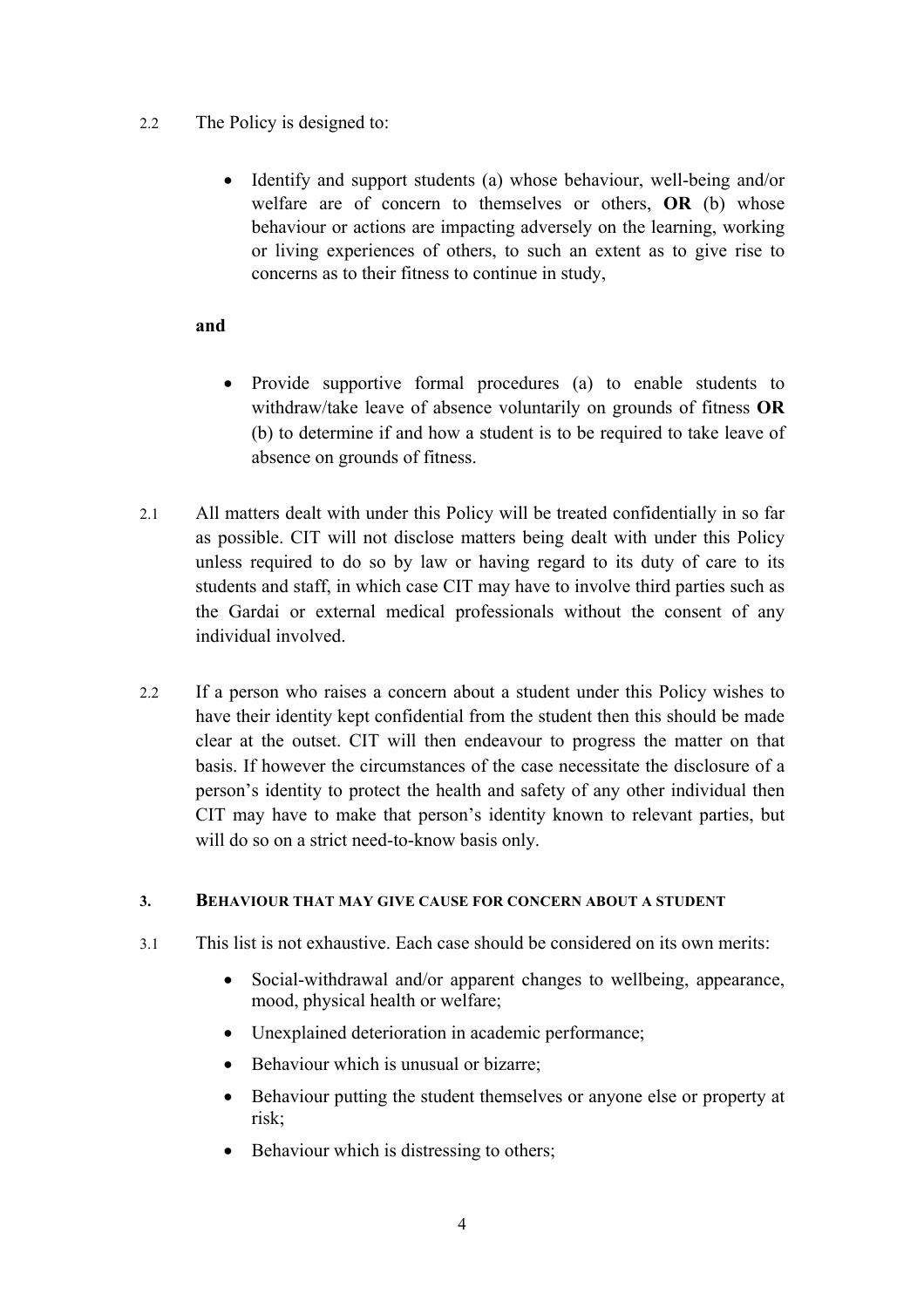2.2 The Policy is designed to:

- Identify and support students (a) whose behaviour, well-being and/or welfare are of concern to themselves or others, **OR** (b) whose behaviour or actions are impacting adversely on the learning, working or living experiences of others, to such an extent as to give rise to concerns as to their fitness to continue in study,

**and**

- Provide supportive formal procedures (a) to enable students to withdraw/take leave of absence voluntarily on grounds of fitness **OR** (b) to determine if and how a student is to be required to take leave of absence on grounds of fitness.

2.1 All matters dealt with under this Policy will be treated confidentially in so far as possible. CIT will not disclose matters being dealt with under this Policy unless required to do so by law or having regard to its duty of care to its students and staff, in which case CIT may have to involve third parties such as the Gardai or external medical professionals without the consent of any individual involved.

2.2 If a person who raises a concern about a student under this Policy wishes to have their identity kept confidential from the student then this should be made clear at the outset. CIT will then endeavour to progress the matter on that basis. If however the circumstances of the case necessitate the disclosure of a person's identity to protect the health and safety of any other individual then CIT may have to make that person's identity known to relevant parties, but will do so on a strict need-to-know basis only.

### 3. BEHAVIOUR THAT MAY GIVE CAUSE FOR CONCERN ABOUT A STUDENT

3.1 This list is not exhaustive. Each case should be considered on its own merits:

- Social-withdrawal and/or apparent changes to wellbeing, appearance, mood, physical health or welfare;
- Unexplained deterioration in academic performance;
- Behaviour which is unusual or bizarre;
- Behaviour putting the student themselves or anyone else or property at risk;
- Behaviour which is distressing to others;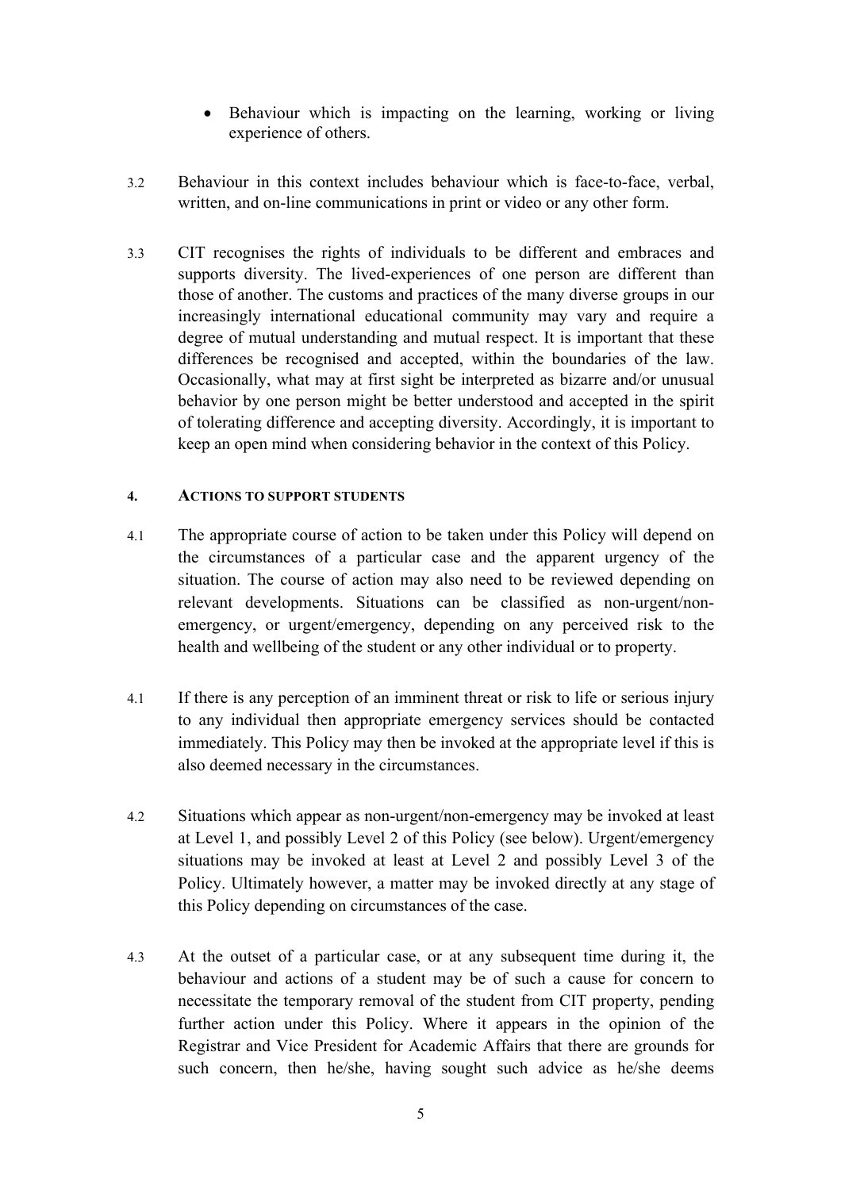- Behaviour which is impacting on the learning, working or living experience of others.

3.2 Behaviour in this context includes behaviour which is face-to-face, verbal, written, and on-line communications in print or video or any other form.

3.3 CIT recognises the rights of individuals to be different and embraces and supports diversity. The lived-experiences of one person are different than those of another. The customs and practices of the many diverse groups in our increasingly international educational community may vary and require a degree of mutual understanding and mutual respect. It is important that these differences be recognised and accepted, within the boundaries of the law. Occasionally, what may at first sight be interpreted as bizarre and/or unusual behavior by one person might be better understood and accepted in the spirit of tolerating difference and accepting diversity. Accordingly, it is important to keep an open mind when considering behavior in the context of this Policy.

## 4. ACTIONS TO SUPPORT STUDENTS

4.1 The appropriate course of action to be taken under this Policy will depend on the circumstances of a particular case and the apparent urgency of the situation. The course of action may also need to be reviewed depending on relevant developments. Situations can be classified as non-urgent/non-emergency, or urgent/emergency, depending on any perceived risk to the health and wellbeing of the student or any other individual or to property.

4.1 If there is any perception of an imminent threat or risk to life or serious injury to any individual then appropriate emergency services should be contacted immediately. This Policy may then be invoked at the appropriate level if this is also deemed necessary in the circumstances.

4.2 Situations which appear as non-urgent/non-emergency may be invoked at least at Level 1, and possibly Level 2 of this Policy (see below). Urgent/emergency situations may be invoked at least at Level 2 and possibly Level 3 of the Policy. Ultimately however, a matter may be invoked directly at any stage of this Policy depending on circumstances of the case.

4.3 At the outset of a particular case, or at any subsequent time during it, the behaviour and actions of a student may be of such a cause for concern to necessitate the temporary removal of the student from CIT property, pending further action under this Policy. Where it appears in the opinion of the Registrar and Vice President for Academic Affairs that there are grounds for such concern, then he/she, having sought such advice as he/she deems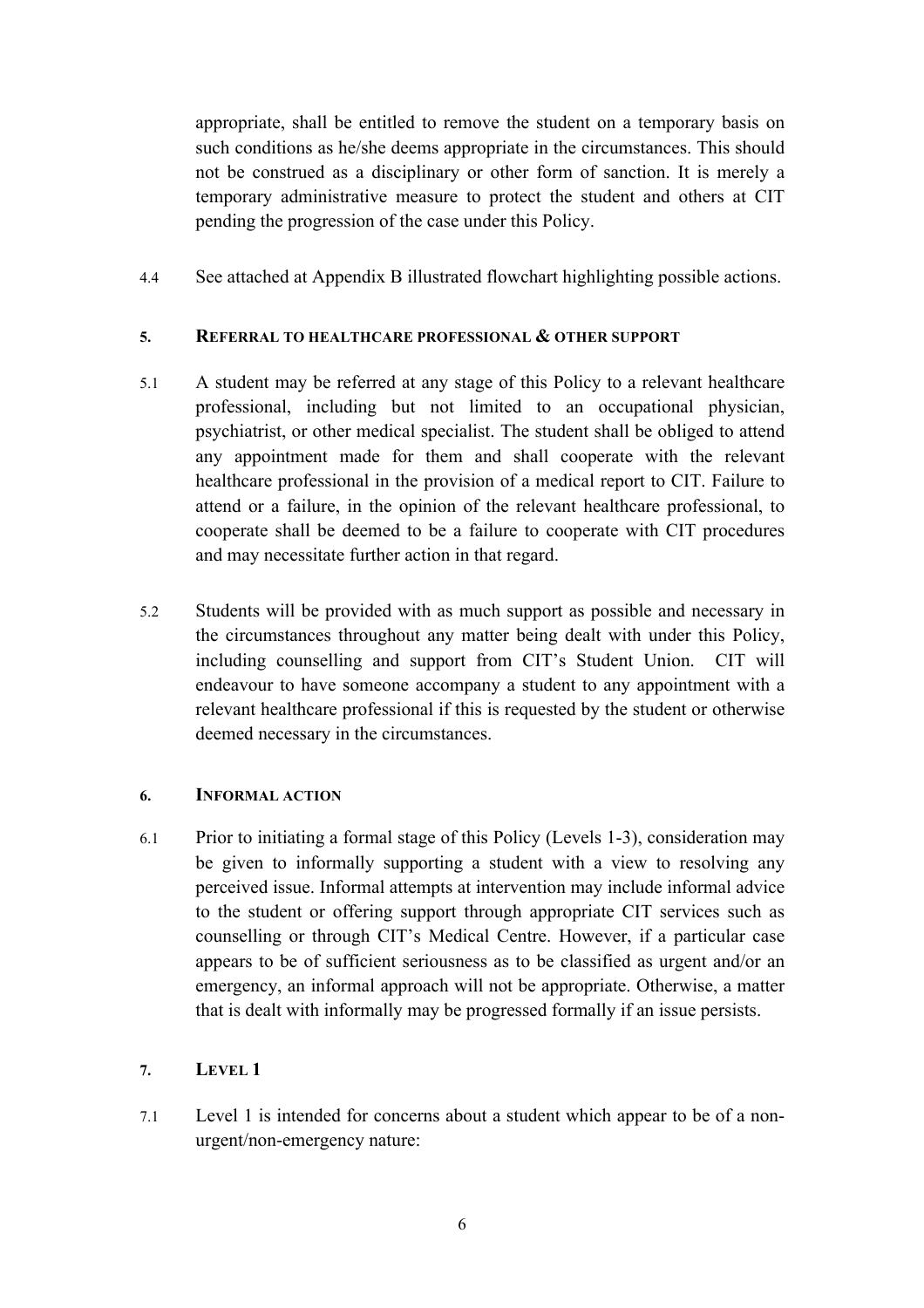appropriate, shall be entitled to remove the student on a temporary basis on such conditions as he/she deems appropriate in the circumstances. This should not be construed as a disciplinary or other form of sanction. It is merely a temporary administrative measure to protect the student and others at CIT pending the progression of the case under this Policy.

4.4 See attached at Appendix B illustrated flowchart highlighting possible actions.

## 5. Referral to healthcare professional & other support

5.1 A student may be referred at any stage of this Policy to a relevant healthcare professional, including but not limited to an occupational physician, psychiatrist, or other medical specialist. The student shall be obliged to attend any appointment made for them and shall cooperate with the relevant healthcare professional in the provision of a medical report to CIT. Failure to attend or a failure, in the opinion of the relevant healthcare professional, to cooperate shall be deemed to be a failure to cooperate with CIT procedures and may necessitate further action in that regard.

5.2 Students will be provided with as much support as possible and necessary in the circumstances throughout any matter being dealt with under this Policy, including counselling and support from CIT's Student Union. CIT will endeavour to have someone accompany a student to any appointment with a relevant healthcare professional if this is requested by the student or otherwise deemed necessary in the circumstances.

## 6. Informal action

6.1 Prior to initiating a formal stage of this Policy (Levels 1-3), consideration may be given to informally supporting a student with a view to resolving any perceived issue. Informal attempts at intervention may include informal advice to the student or offering support through appropriate CIT services such as counselling or through CIT's Medical Centre. However, if a particular case appears to be of sufficient seriousness as to be classified as urgent and/or an emergency, an informal approach will not be appropriate. Otherwise, a matter that is dealt with informally may be progressed formally if an issue persists.

## 7. Level 1

7.1 Level 1 is intended for concerns about a student which appear to be of a non-urgent/non-emergency nature: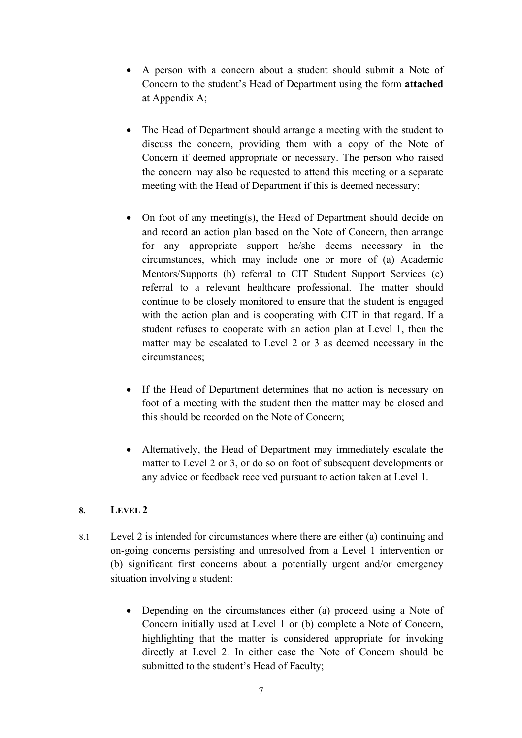- A person with a concern about a student should submit a Note of Concern to the student's Head of Department using the form **attached** at Appendix A;

- The Head of Department should arrange a meeting with the student to discuss the concern, providing them with a copy of the Note of Concern if deemed appropriate or necessary. The person who raised the concern may also be requested to attend this meeting or a separate meeting with the Head of Department if this is deemed necessary;

- On foot of any meeting(s), the Head of Department should decide on and record an action plan based on the Note of Concern, then arrange for any appropriate support he/she deems necessary in the circumstances, which may include one or more of (a) Academic Mentors/Supports (b) referral to CIT Student Support Services (c) referral to a relevant healthcare professional. The matter should continue to be closely monitored to ensure that the student is engaged with the action plan and is cooperating with CIT in that regard. If a student refuses to cooperate with an action plan at Level 1, then the matter may be escalated to Level 2 or 3 as deemed necessary in the circumstances;

- If the Head of Department determines that no action is necessary on foot of a meeting with the student then the matter may be closed and this should be recorded on the Note of Concern;

- Alternatively, the Head of Department may immediately escalate the matter to Level 2 or 3, or do so on foot of subsequent developments or any advice or feedback received pursuant to action taken at Level 1.

## 8. Level 2

8.1 Level 2 is intended for circumstances where there are either (a) continuing and on-going concerns persisting and unresolved from a Level 1 intervention or (b) significant first concerns about a potentially urgent and/or emergency situation involving a student:

- Depending on the circumstances either (a) proceed using a Note of Concern initially used at Level 1 or (b) complete a Note of Concern, highlighting that the matter is considered appropriate for invoking directly at Level 2. In either case the Note of Concern should be submitted to the student's Head of Faculty;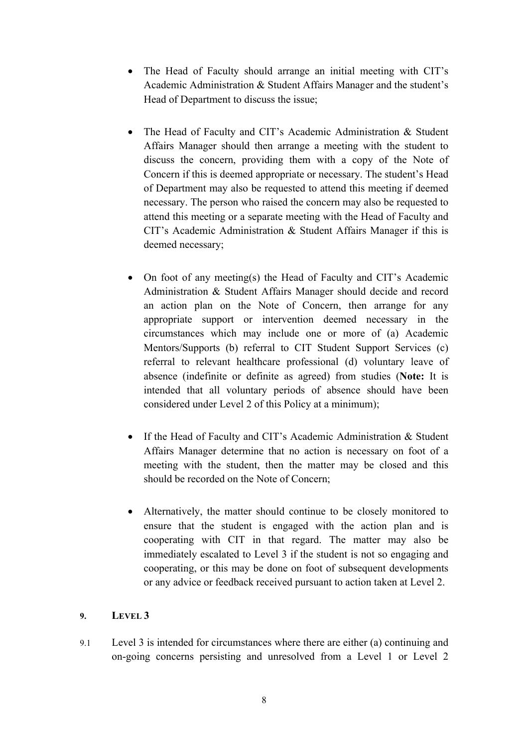- The Head of Faculty should arrange an initial meeting with CIT's Academic Administration & Student Affairs Manager and the student's Head of Department to discuss the issue;

- The Head of Faculty and CIT's Academic Administration & Student Affairs Manager should then arrange a meeting with the student to discuss the concern, providing them with a copy of the Note of Concern if this is deemed appropriate or necessary. The student's Head of Department may also be requested to attend this meeting if deemed necessary. The person who raised the concern may also be requested to attend this meeting or a separate meeting with the Head of Faculty and CIT's Academic Administration & Student Affairs Manager if this is deemed necessary;

- On foot of any meeting(s) the Head of Faculty and CIT's Academic Administration & Student Affairs Manager should decide and record an action plan on the Note of Concern, then arrange for any appropriate support or intervention deemed necessary in the circumstances which may include one or more of (a) Academic Mentors/Supports (b) referral to CIT Student Support Services (c) referral to relevant healthcare professional (d) voluntary leave of absence (indefinite or definite as agreed) from studies (**Note:** It is intended that all voluntary periods of absence should have been considered under Level 2 of this Policy at a minimum);

- If the Head of Faculty and CIT's Academic Administration & Student Affairs Manager determine that no action is necessary on foot of a meeting with the student, then the matter may be closed and this should be recorded on the Note of Concern;

- Alternatively, the matter should continue to be closely monitored to ensure that the student is engaged with the action plan and is cooperating with CIT in that regard. The matter may also be immediately escalated to Level 3 if the student is not so engaging and cooperating, or this may be done on foot of subsequent developments or any advice or feedback received pursuant to action taken at Level 2.

## 9. LEVEL 3

9.1 Level 3 is intended for circumstances where there are either (a) continuing and on-going concerns persisting and unresolved from a Level 1 or Level 2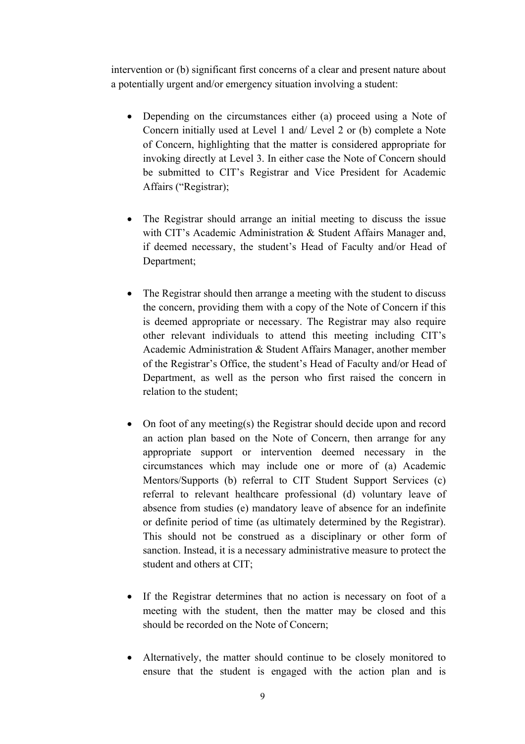intervention or (b) significant first concerns of a clear and present nature about a potentially urgent and/or emergency situation involving a student:

- Depending on the circumstances either (a) proceed using a Note of Concern initially used at Level 1 and/ Level 2 or (b) complete a Note of Concern, highlighting that the matter is considered appropriate for invoking directly at Level 3. In either case the Note of Concern should be submitted to CIT's Registrar and Vice President for Academic Affairs ("Registrar);

- The Registrar should arrange an initial meeting to discuss the issue with CIT's Academic Administration & Student Affairs Manager and, if deemed necessary, the student's Head of Faculty and/or Head of Department;

- The Registrar should then arrange a meeting with the student to discuss the concern, providing them with a copy of the Note of Concern if this is deemed appropriate or necessary. The Registrar may also require other relevant individuals to attend this meeting including CIT's Academic Administration & Student Affairs Manager, another member of the Registrar's Office, the student's Head of Faculty and/or Head of Department, as well as the person who first raised the concern in relation to the student;

- On foot of any meeting(s) the Registrar should decide upon and record an action plan based on the Note of Concern, then arrange for any appropriate support or intervention deemed necessary in the circumstances which may include one or more of (a) Academic Mentors/Supports (b) referral to CIT Student Support Services (c) referral to relevant healthcare professional (d) voluntary leave of absence from studies (e) mandatory leave of absence for an indefinite or definite period of time (as ultimately determined by the Registrar). This should not be construed as a disciplinary or other form of sanction. Instead, it is a necessary administrative measure to protect the student and others at CIT;

- If the Registrar determines that no action is necessary on foot of a meeting with the student, then the matter may be closed and this should be recorded on the Note of Concern;

- Alternatively, the matter should continue to be closely monitored to ensure that the student is engaged with the action plan and is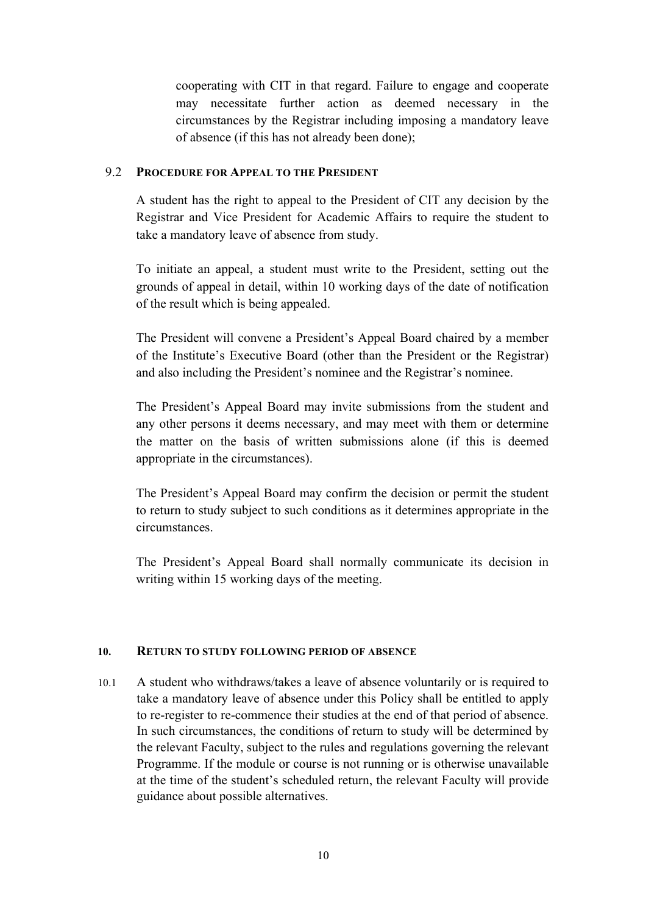cooperating with CIT in that regard. Failure to engage and cooperate may necessitate further action as deemed necessary in the circumstances by the Registrar including imposing a mandatory leave of absence (if this has not already been done);

### 9.2 PROCEDURE FOR APPEAL TO THE PRESIDENT

A student has the right to appeal to the President of CIT any decision by the Registrar and Vice President for Academic Affairs to require the student to take a mandatory leave of absence from study.

To initiate an appeal, a student must write to the President, setting out the grounds of appeal in detail, within 10 working days of the date of notification of the result which is being appealed.

The President will convene a President's Appeal Board chaired by a member of the Institute's Executive Board (other than the President or the Registrar) and also including the President's nominee and the Registrar's nominee.

The President's Appeal Board may invite submissions from the student and any other persons it deems necessary, and may meet with them or determine the matter on the basis of written submissions alone (if this is deemed appropriate in the circumstances).

The President's Appeal Board may confirm the decision or permit the student to return to study subject to such conditions as it determines appropriate in the circumstances.

The President's Appeal Board shall normally communicate its decision in writing within 15 working days of the meeting.

## 10. RETURN TO STUDY FOLLOWING PERIOD OF ABSENCE

10.1 A student who withdraws/takes a leave of absence voluntarily or is required to take a mandatory leave of absence under this Policy shall be entitled to apply to re-register to re-commence their studies at the end of that period of absence. In such circumstances, the conditions of return to study will be determined by the relevant Faculty, subject to the rules and regulations governing the relevant Programme. If the module or course is not running or is otherwise unavailable at the time of the student's scheduled return, the relevant Faculty will provide guidance about possible alternatives.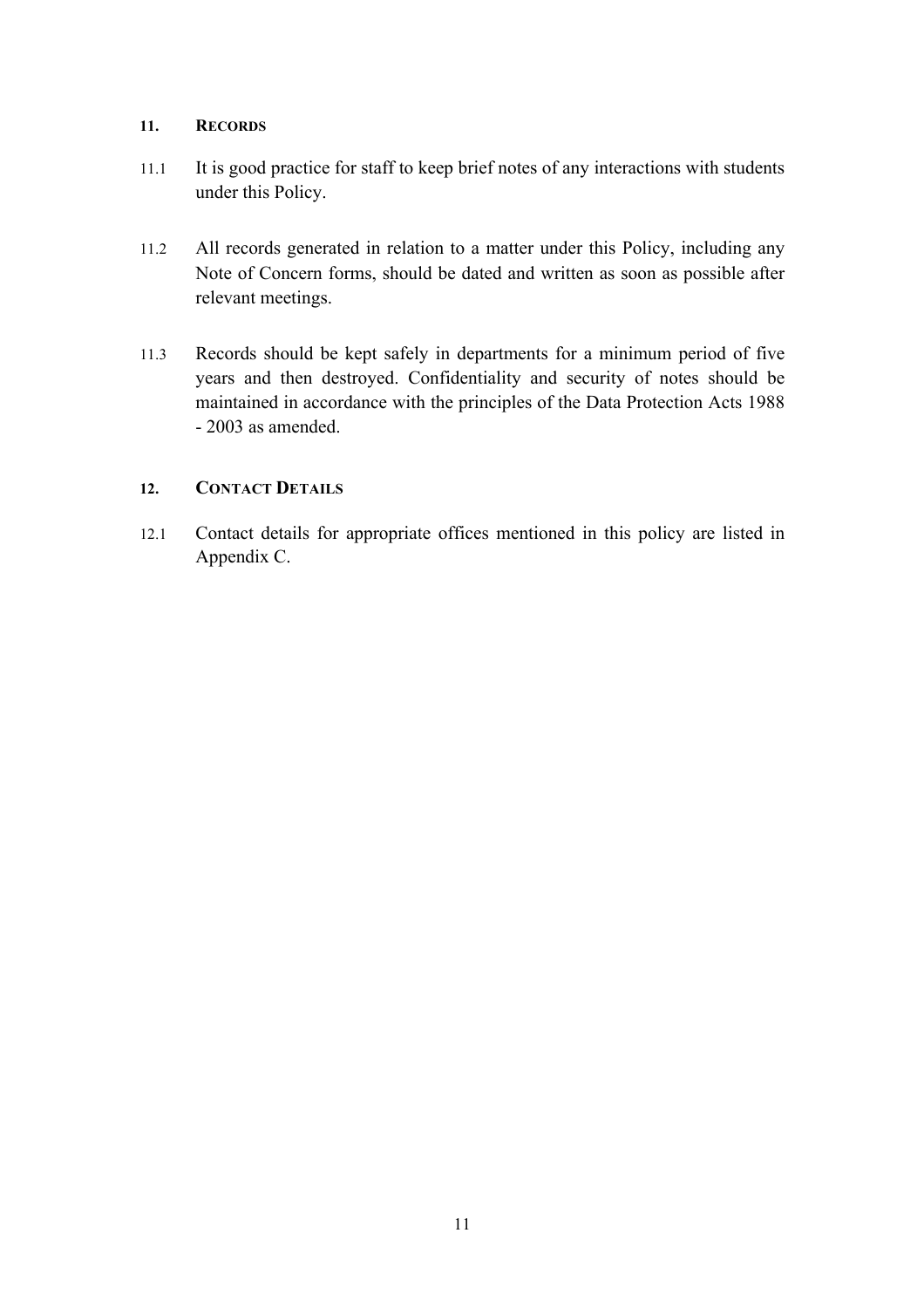## 11. Records

11.1 It is good practice for staff to keep brief notes of any interactions with students under this Policy.

11.2 All records generated in relation to a matter under this Policy, including any Note of Concern forms, should be dated and written as soon as possible after relevant meetings.

11.3 Records should be kept safely in departments for a minimum period of five years and then destroyed. Confidentiality and security of notes should be maintained in accordance with the principles of the Data Protection Acts 1988 - 2003 as amended.

## 12. Contact Details

12.1 Contact details for appropriate offices mentioned in this policy are listed in Appendix C.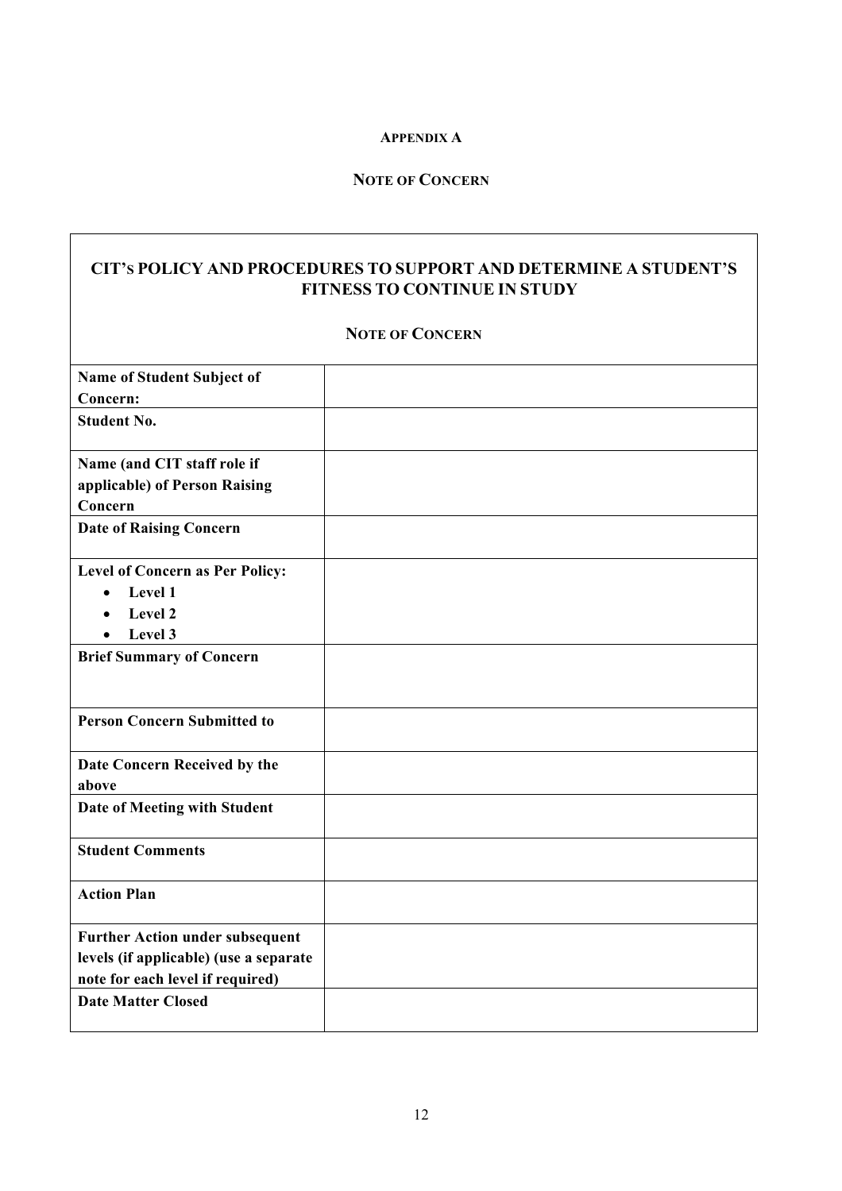**APPENDIX A**

**NOTE OF CONCERN**

| **CIT's POLICY AND PROCEDURES TO SUPPORT AND DETERMINE A STUDENT'S FITNESS TO CONTINUE IN STUDY**<br><br>**NOTE OF CONCERN** | |
|---|---|
| **Name of Student Subject of Concern:** | |
| **Student No.** | |
| **Name (and CIT staff role if applicable) of Person Raising Concern** | |
| **Date of Raising Concern** | |
| **Level of Concern as Per Policy:**<br>• **Level 1**<br>• **Level 2**<br>• **Level 3** | |
| **Brief Summary of Concern** | |
| **Person Concern Submitted to** | |
| **Date Concern Received by the above** | |
| **Date of Meeting with Student** | |
| **Student Comments** | |
| **Action Plan** | |
| **Further Action under subsequent levels (if applicable) (use a separate note for each level if required)** | |
| **Date Matter Closed** | |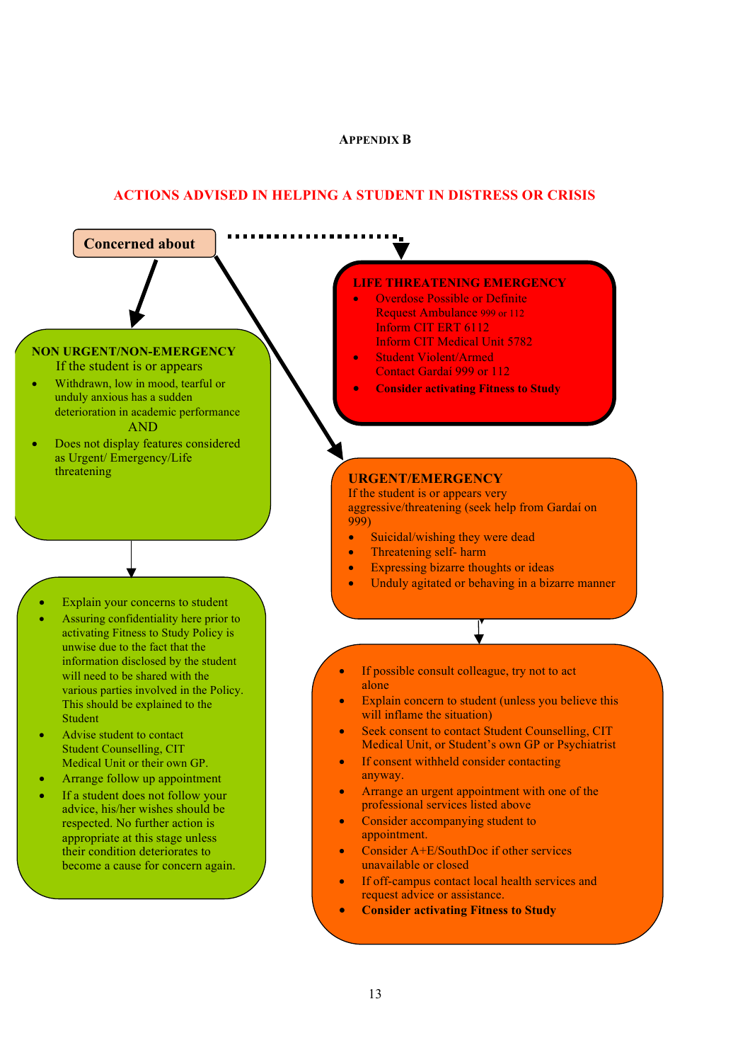**APPENDIX B**

## ACTIONS ADVISED IN HELPING A STUDENT IN DISTRESS OR CRISIS

**Concerned about**

### LIFE THREATENING EMERGENCY

- Overdose Possible or Definite
  Request Ambulance 999 or 112
  Inform CIT ERT 6112
  Inform CIT Medical Unit 5782
- Student Violent/Armed
  Contact Gardaí 999 or 112
- **Consider activating Fitness to Study**

### NON URGENT/NON-EMERGENCY

If the student is or appears

- Withdrawn, low in mood, tearful or unduly anxious has a sudden deterioration in academic performance

AND

- Does not display features considered as Urgent/ Emergency/Life threatening

Actions:

- Explain your concerns to student
- Assuring confidentiality here prior to activating Fitness to Study Policy is unwise due to the fact that the information disclosed by the student will need to be shared with the various parties involved in the Policy. This should be explained to the Student
- Advise student to contact Student Counselling, CIT Medical Unit or their own GP.
- Arrange follow up appointment
- If a student does not follow your advice, his/her wishes should be respected. No further action is appropriate at this stage unless their condition deteriorates to become a cause for concern again.

### URGENT/EMERGENCY

If the student is or appears very aggressive/threatening (seek help from Gardaí on 999)

- Suicidal/wishing they were dead
- Threatening self- harm
- Expressing bizarre thoughts or ideas
- Unduly agitated or behaving in a bizarre manner

Actions:

- If possible consult colleague, try not to act alone
- Explain concern to student (unless you believe this will inflame the situation)
- Seek consent to contact Student Counselling, CIT Medical Unit, or Student's own GP or Psychiatrist
- If consent withheld consider contacting anyway.
- Arrange an urgent appointment with one of the professional services listed above
- Consider accompanying student to appointment.
- Consider A+E/SouthDoc if other services unavailable or closed
- If off-campus contact local health services and request advice or assistance.
- **Consider activating Fitness to Study**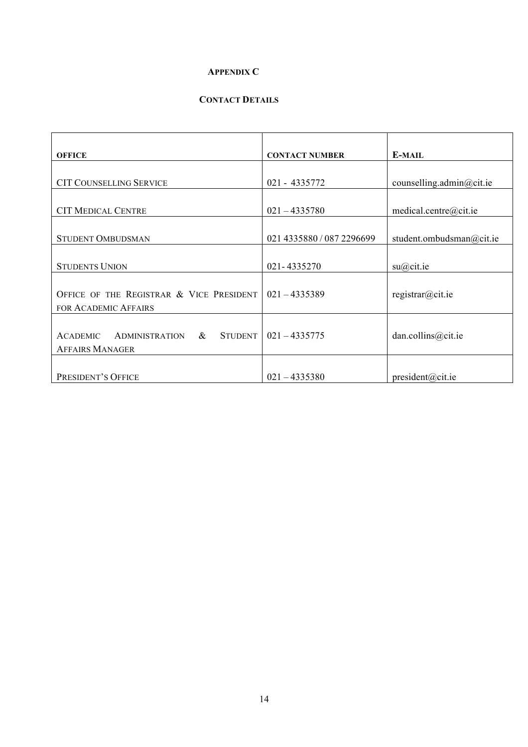**APPENDIX C**

**CONTACT DETAILS**

| OFFICE | CONTACT NUMBER | E-MAIL |
| --- | --- | --- |
| CIT COUNSELLING SERVICE | 021 - 4335772 | counselling.admin@cit.ie |
| CIT MEDICAL CENTRE | 021 – 4335780 | medical.centre@cit.ie |
| STUDENT OMBUDSMAN | 021 4335880 / 087 2296699 | student.ombudsman@cit.ie |
| STUDENTS UNION | 021- 4335270 | su@cit.ie |
| OFFICE OF THE REGISTRAR & VICE PRESIDENT FOR ACADEMIC AFFAIRS | 021 – 4335389 | registrar@cit.ie |
| ACADEMIC ADMINISTRATION & STUDENT AFFAIRS MANAGER | 021 – 4335775 | dan.collins@cit.ie |
| PRESIDENT'S OFFICE | 021 – 4335380 | president@cit.ie |